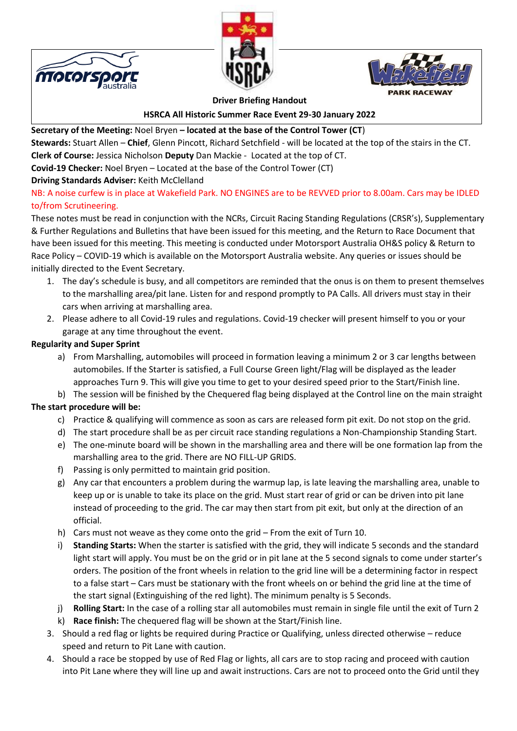**Driver Briefing Handout**

**HSRCA All Historic Summer Race Event 29-30 January 2022**

**Secretary of the Meeting:** Noel Bryen **– located at the base of the Control Tower (CT**)

**Stewards:** Stuart Allen – **Chief**, Glenn Pincott, Richard Setchfield - will be located at the top of the stairs in the CT.

**Clerk of Course:** Jessica Nicholson **Deputy** Dan Mackie - Located at the top of CT.

**Covid-19 Checker:** Noel Bryen – Located at the base of the Control Tower (CT)

**Driving Standards Adviser:** Keith McClelland

NB: A noise curfew is in place at Wakefield Park. NO ENGINES are to be REVVED prior to 8.00am. Cars may be IDLED to/from Scrutineering.

These notes must be read in conjunction with the NCRs, Circuit Racing Standing Regulations (CRSR's), Supplementary & Further Regulations and Bulletins that have been issued for this meeting, and the Return to Race Document that have been issued for this meeting. This meeting is conducted under Motorsport Australia OH&S policy & Return to Race Policy – COVID-19 which is available on the Motorsport Australia website. Any queries or issues should be initially directed to the Event Secretary.

1. The day's schedule is busy, and all competitors are reminded that the onus is on them to present themselves to the marshalling area/pit lane. Listen for and respond promptly to PA Calls. All drivers must stay in their cars when arriving at marshalling area.
2. Please adhere to all Covid-19 rules and regulations. Covid-19 checker will present himself to you or your garage at any time throughout the event.

**Regularity and Super Sprint**

a) From Marshalling, automobiles will proceed in formation leaving a minimum 2 or 3 car lengths between automobiles. If the Starter is satisfied, a Full Course Green light/Flag will be displayed as the leader approaches Turn 9. This will give you time to get to your desired speed prior to the Start/Finish line.

b) The session will be finished by the Chequered flag being displayed at the Control line on the main straight

**The start procedure will be:**

c) Practice & qualifying will commence as soon as cars are released form pit exit. Do not stop on the grid.

d) The start procedure shall be as per circuit race standing regulations a Non-Championship Standing Start.

e) The one-minute board will be shown in the marshalling area and there will be one formation lap from the marshalling area to the grid. There are NO FILL-UP GRIDS.

f) Passing is only permitted to maintain grid position.

g) Any car that encounters a problem during the warmup lap, is late leaving the marshalling area, unable to keep up or is unable to take its place on the grid. Must start rear of grid or can be driven into pit lane instead of proceeding to the grid. The car may then start from pit exit, but only at the direction of an official.

h) Cars must not weave as they come onto the grid – From the exit of Turn 10.

i) **Standing Starts:** When the starter is satisfied with the grid, they will indicate 5 seconds and the standard light start will apply. You must be on the grid or in pit lane at the 5 second signals to come under starter's orders. The position of the front wheels in relation to the grid line will be a determining factor in respect to a false start – Cars must be stationary with the front wheels on or behind the grid line at the time of the start signal (Extinguishing of the red light). The minimum penalty is 5 Seconds.

j) **Rolling Start:** In the case of a rolling star all automobiles must remain in single file until the exit of Turn 2

k) **Race finish:** The chequered flag will be shown at the Start/Finish line.

3. Should a red flag or lights be required during Practice or Qualifying, unless directed otherwise – reduce speed and return to Pit Lane with caution.
4. Should a race be stopped by use of Red Flag or lights, all cars are to stop racing and proceed with caution into Pit Lane where they will line up and await instructions. Cars are not to proceed onto the Grid until they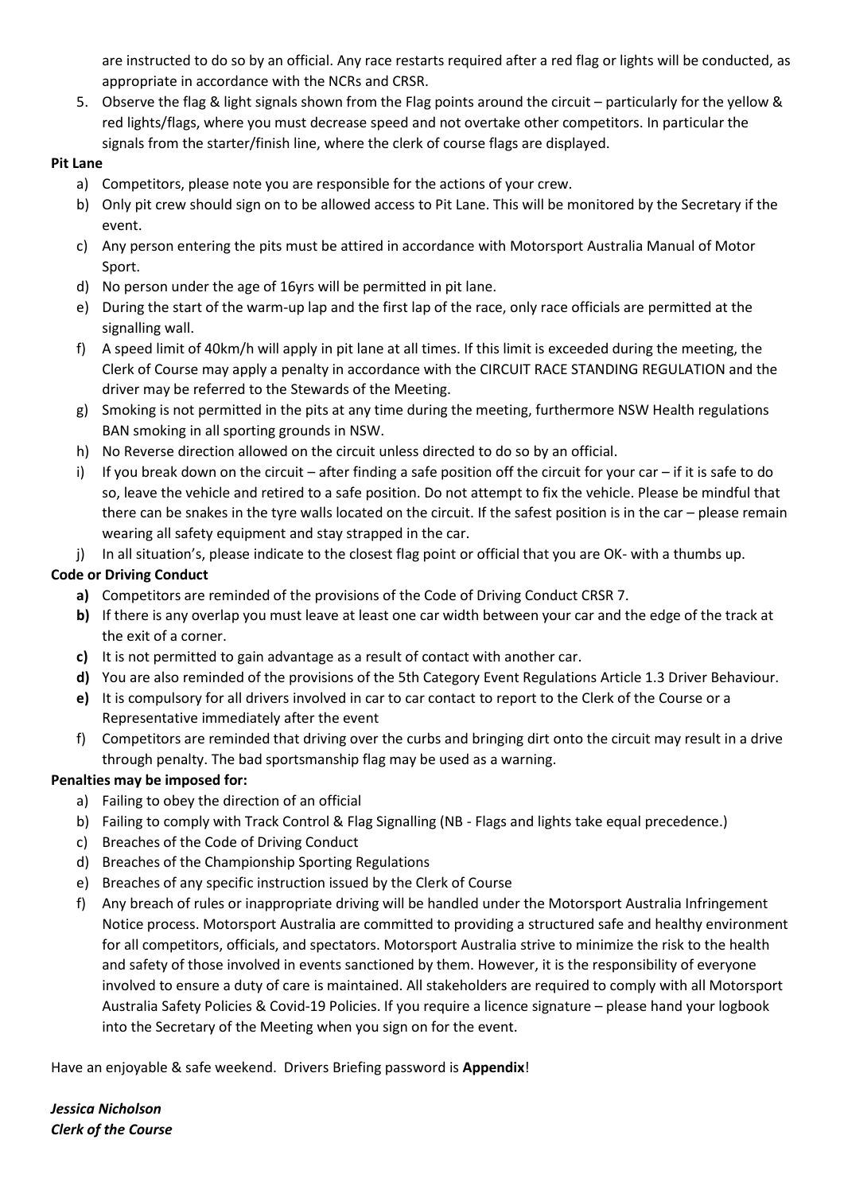are instructed to do so by an official. Any race restarts required after a red flag or lights will be conducted, as appropriate in accordance with the NCRs and CRSR.

5. Observe the flag & light signals shown from the Flag points around the circuit – particularly for the yellow & red lights/flags, where you must decrease speed and not overtake other competitors. In particular the signals from the starter/finish line, where the clerk of course flags are displayed.

**Pit Lane**

a) Competitors, please note you are responsible for the actions of your crew.
b) Only pit crew should sign on to be allowed access to Pit Lane. This will be monitored by the Secretary if the event.
c) Any person entering the pits must be attired in accordance with Motorsport Australia Manual of Motor Sport.
d) No person under the age of 16yrs will be permitted in pit lane.
e) During the start of the warm-up lap and the first lap of the race, only race officials are permitted at the signalling wall.
f) A speed limit of 40km/h will apply in pit lane at all times. If this limit is exceeded during the meeting, the Clerk of Course may apply a penalty in accordance with the CIRCUIT RACE STANDING REGULATION and the driver may be referred to the Stewards of the Meeting.
g) Smoking is not permitted in the pits at any time during the meeting, furthermore NSW Health regulations BAN smoking in all sporting grounds in NSW.
h) No Reverse direction allowed on the circuit unless directed to do so by an official.
i) If you break down on the circuit – after finding a safe position off the circuit for your car – if it is safe to do so, leave the vehicle and retired to a safe position. Do not attempt to fix the vehicle. Please be mindful that there can be snakes in the tyre walls located on the circuit. If the safest position is in the car – please remain wearing all safety equipment and stay strapped in the car.
j) In all situation's, please indicate to the closest flag point or official that you are OK- with a thumbs up.

**Code or Driving Conduct**

**a)** Competitors are reminded of the provisions of the Code of Driving Conduct CRSR 7.
**b)** If there is any overlap you must leave at least one car width between your car and the edge of the track at the exit of a corner.
**c)** It is not permitted to gain advantage as a result of contact with another car.
**d)** You are also reminded of the provisions of the 5th Category Event Regulations Article 1.3 Driver Behaviour.
**e)** It is compulsory for all drivers involved in car to car contact to report to the Clerk of the Course or a Representative immediately after the event
f) Competitors are reminded that driving over the curbs and bringing dirt onto the circuit may result in a drive through penalty. The bad sportsmanship flag may be used as a warning.

**Penalties may be imposed for:**

a) Failing to obey the direction of an official
b) Failing to comply with Track Control & Flag Signalling (NB - Flags and lights take equal precedence.)
c) Breaches of the Code of Driving Conduct
d) Breaches of the Championship Sporting Regulations
e) Breaches of any specific instruction issued by the Clerk of Course
f) Any breach of rules or inappropriate driving will be handled under the Motorsport Australia Infringement Notice process. Motorsport Australia are committed to providing a structured safe and healthy environment for all competitors, officials, and spectators. Motorsport Australia strive to minimize the risk to the health and safety of those involved in events sanctioned by them. However, it is the responsibility of everyone involved to ensure a duty of care is maintained. All stakeholders are required to comply with all Motorsport Australia Safety Policies & Covid-19 Policies. If you require a licence signature – please hand your logbook into the Secretary of the Meeting when you sign on for the event.

Have an enjoyable & safe weekend. Drivers Briefing password is **Appendix**!

***Jessica Nicholson***
***Clerk of the Course***